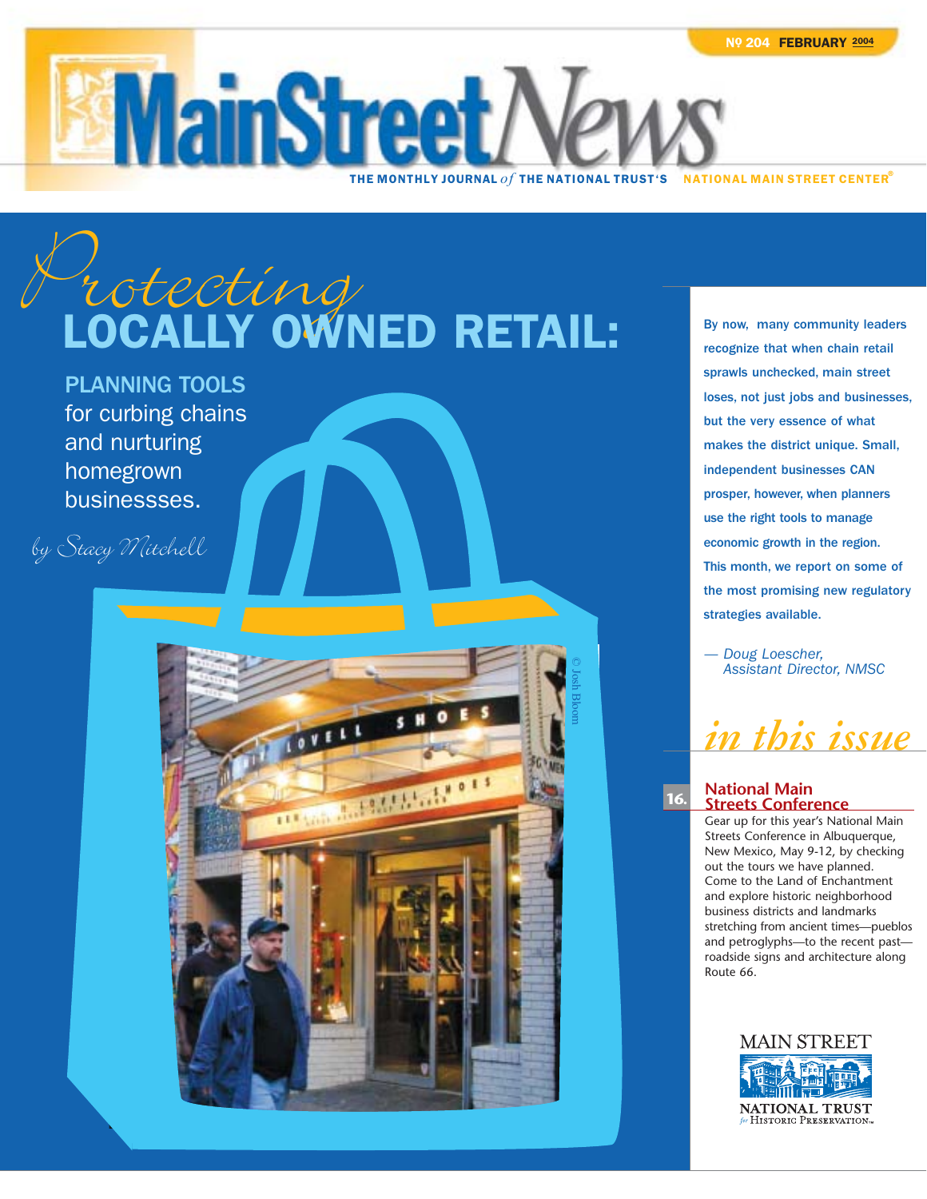№ 204 FEBRUARY 2004

# MainStreet News

THE MONTHLY JOURNAL *of* THE NATIONAL TRUST'S NATIONAL MAIN STREET CENTER®

# *Protecting* LOCALLY OWNED RETAIL:

## PLANNING TOOLS for curbing chains and nurturing homegrown businessses.

*by Stacy Mitchell*

© Josh Bloom

**By now, many community leaders recognize that when chain retail sprawls unchecked, main street loses, not just jobs and businesses, but the very essence of what makes the district unique. Small, independent businesses CAN prosper, however, when planners use the right tools to manage economic growth in the region. This month, we report on some of the most promising new regulatory strategies available.**

*— Doug Loescher, Assistant Director, NMSC*

## *in this issue*

**16. National Main Streets Conference**

Gear up for this year's National Main Streets Conference in Albuquerque, New Mexico, May 9-12, by checking out the tours we have planned. Come to the Land of Enchantment and explore historic neighborhood business districts and landmarks stretching from ancient times—pueblos and petroglyphs—to the recent past—roadside signs and architecture along Route 66.

MAIN STREET
NATIONAL TRUST *for* HISTORIC PRESERVATION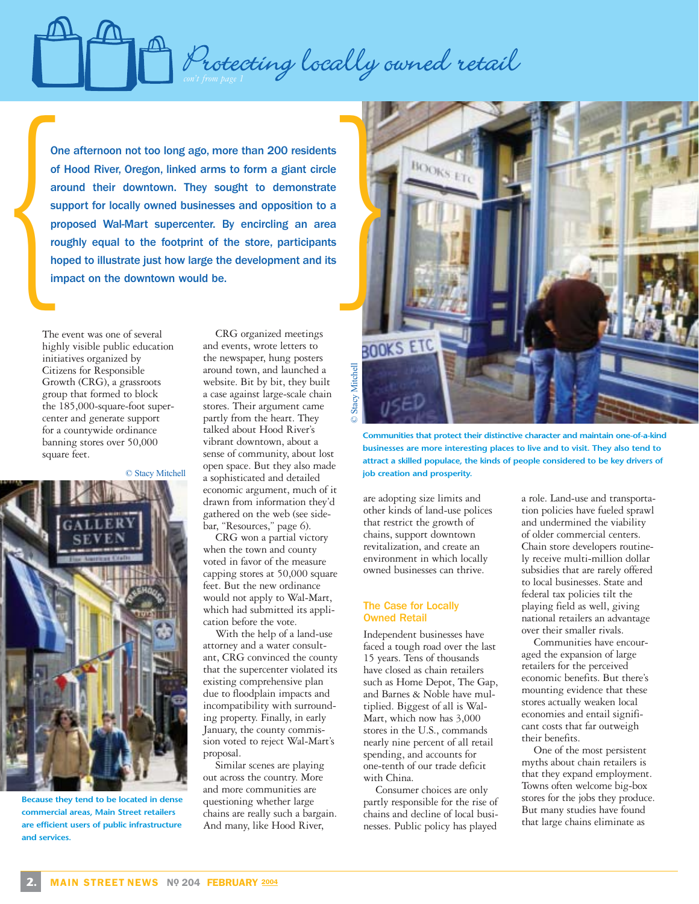# Protecting locally owned retail

*con't from page 1*

**One afternoon not too long ago, more than 200 residents of Hood River, Oregon, linked arms to form a giant circle around their downtown. They sought to demonstrate support for locally owned businesses and opposition to a proposed Wal-Mart supercenter. By encircling an area roughly equal to the footprint of the store, participants hoped to illustrate just how large the development and its impact on the downtown would be.**

The event was one of several highly visible public education initiatives organized by Citizens for Responsible Growth (CRG), a grassroots group that formed to block the 185,000-square-foot supercenter and generate support for a countywide ordinance banning stores over 50,000 square feet.

© Stacy Mitchell

Because they tend to be located in dense commercial areas, Main Street retailers are efficient users of public infrastructure and services.

CRG organized meetings and events, wrote letters to the newspaper, hung posters around town, and launched a website. Bit by bit, they built a case against large-scale chain stores. Their argument came partly from the heart. They talked about Hood River's vibrant downtown, about a sense of community, about lost open space. But they also made a sophisticated and detailed economic argument, much of it drawn from information they'd gathered on the web (see sidebar, "Resources," page 6).

CRG won a partial victory when the town and county voted in favor of the measure capping stores at 50,000 square feet. But the new ordinance would not apply to Wal-Mart, which had submitted its application before the vote.

With the help of a land-use attorney and a water consultant, CRG convinced the county that the supercenter violated its existing comprehensive plan due to floodplain impacts and incompatibility with surrounding property. Finally, in early January, the county commission voted to reject Wal-Mart's proposal.

Similar scenes are playing out across the country. More and more communities are questioning whether large chains are really such a bargain. And many, like Hood River, are adopting size limits and other kinds of land-use polices that restrict the growth of chains, support downtown revitalization, and create an environment in which locally owned businesses can thrive.

© Stacy Mitchell

Communities that protect their distinctive character and maintain one-of-a-kind businesses are more interesting places to live and to visit. They also tend to attract a skilled populace, the kinds of people considered to be key drivers of job creation and prosperity.

## The Case for Locally Owned Retail

Independent businesses have faced a tough road over the last 15 years. Tens of thousands have closed as chain retailers such as Home Depot, The Gap, and Barnes & Noble have multiplied. Biggest of all is Wal-Mart, which now has 3,000 stores in the U.S., commands nearly nine percent of all retail spending, and accounts for one-tenth of our trade deficit with China.

Consumer choices are only partly responsible for the rise of chains and decline of local businesses. Public policy has played a role. Land-use and transportation policies have fueled sprawl and undermined the viability of older commercial centers. Chain store developers routinely receive multi-million dollar subsidies that are rarely offered to local businesses. State and federal tax policies tilt the playing field as well, giving national retailers an advantage over their smaller rivals.

Communities have encouraged the expansion of large retailers for the perceived economic benefits. But there's mounting evidence that these stores actually weaken local economies and entail significant costs that far outweigh their benefits.

One of the most persistent myths about chain retailers is that they expand employment. Towns often welcome big-box stores for the jobs they produce. But many studies have found that large chains eliminate as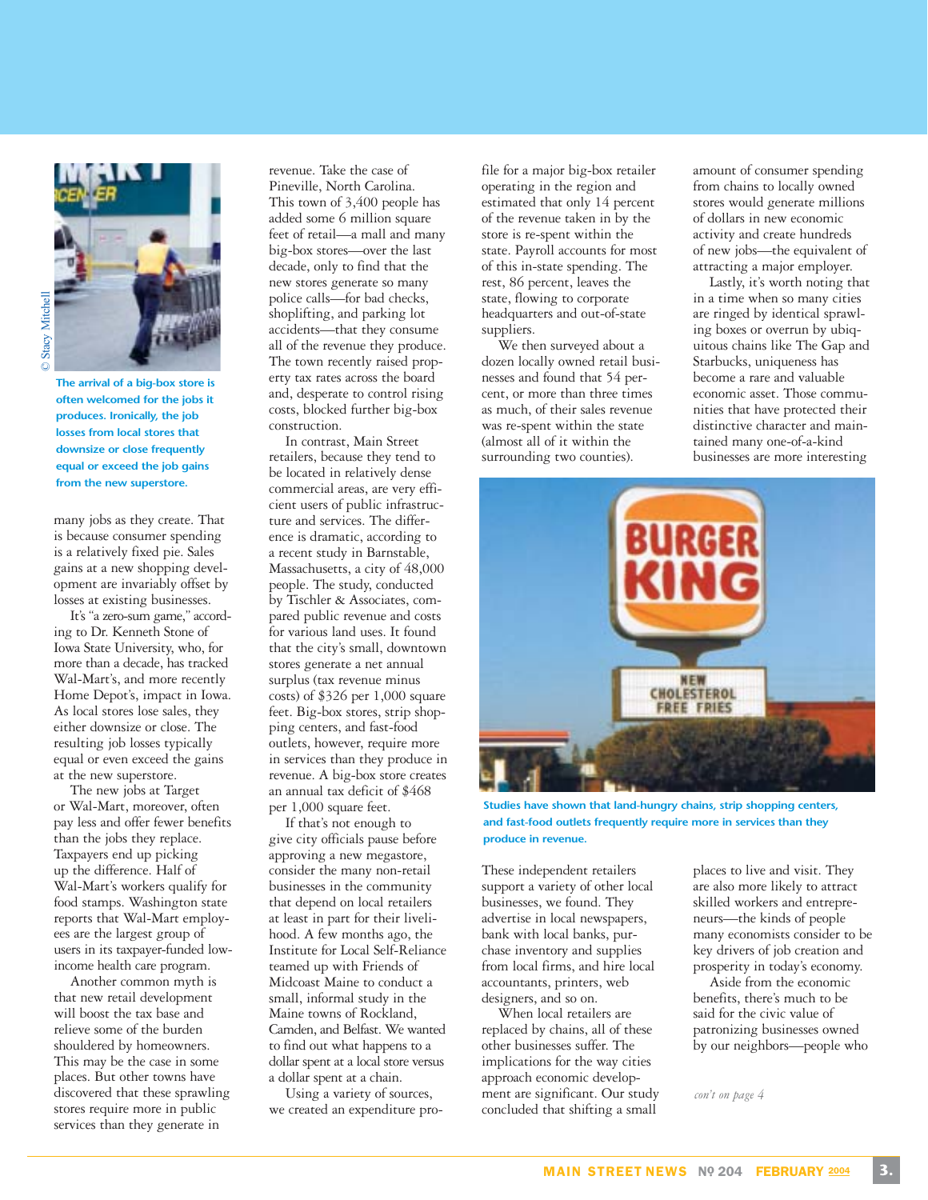The arrival of a big-box store is often welcomed for the jobs it produces. Ironically, the job losses from local stores that downsize or close frequently equal or exceed the job gains from the new superstore.

many jobs as they create. That is because consumer spending is a relatively fixed pie. Sales gains at a new shopping development are invariably offset by losses at existing businesses.

It's "a zero-sum game," according to Dr. Kenneth Stone of Iowa State University, who, for more than a decade, has tracked Wal-Mart's, and more recently Home Depot's, impact in Iowa. As local stores lose sales, they either downsize or close. The resulting job losses typically equal or even exceed the gains at the new superstore.

The new jobs at Target or Wal-Mart, moreover, often pay less and offer fewer benefits than the jobs they replace. Taxpayers end up picking up the difference. Half of Wal-Mart's workers qualify for food stamps. Washington state reports that Wal-Mart employees are the largest group of users in its taxpayer-funded low-income health care program.

Another common myth is that new retail development will boost the tax base and relieve some of the burden shouldered by homeowners. This may be the case in some places. But other towns have discovered that these sprawling stores require more in public services than they generate in revenue. Take the case of Pineville, North Carolina. This town of 3,400 people has added some 6 million square feet of retail—a mall and many big-box stores—over the last decade, only to find that the new stores generate so many police calls—for bad checks, shoplifting, and parking lot accidents—that they consume all of the revenue they produce. The town recently raised property tax rates across the board and, desperate to control rising costs, blocked further big-box construction.

In contrast, Main Street retailers, because they tend to be located in relatively dense commercial areas, are very efficient users of public infrastructure and services. The difference is dramatic, according to a recent study in Barnstable, Massachusetts, a city of 48,000 people. The study, conducted by Tischler & Associates, compared public revenue and costs for various land uses. It found that the city's small, downtown stores generate a net annual surplus (tax revenue minus costs) of $326 per 1,000 square feet. Big-box stores, strip shopping centers, and fast-food outlets, however, require more in services than they produce in revenue. A big-box store creates an annual tax deficit of $468 per 1,000 square feet.

If that's not enough to give city officials pause before approving a new megastore, consider the many non-retail businesses in the community that depend on local retailers at least in part for their livelihood. A few months ago, the Institute for Local Self-Reliance teamed up with Friends of Midcoast Maine to conduct a small, informal study in the Maine towns of Rockland, Camden, and Belfast. We wanted to find out what happens to a dollar spent at a local store versus a dollar spent at a chain.

Using a variety of sources, we created an expenditure profile for a major big-box retailer operating in the region and estimated that only 14 percent of the revenue taken in by the store is re-spent within the state. Payroll accounts for most of this in-state spending. The rest, 86 percent, leaves the state, flowing to corporate headquarters and out-of-state suppliers.

We then surveyed about a dozen locally owned retail businesses and found that 54 percent, or more than three times as much, of their sales revenue was re-spent within the state (almost all of it within the surrounding two counties).

Studies have shown that land-hungry chains, strip shopping centers, and fast-food outlets frequently require more in services than they produce in revenue.

These independent retailers support a variety of other local businesses, we found. They advertise in local newspapers, bank with local banks, purchase inventory and supplies from local firms, and hire local accountants, printers, web designers, and so on.

When local retailers are replaced by chains, all of these other businesses suffer. The implications for the way cities approach economic development are significant. Our study concluded that shifting a small amount of consumer spending from chains to locally owned stores would generate millions of dollars in new economic activity and create hundreds of new jobs—the equivalent of attracting a major employer.

Lastly, it's worth noting that in a time when so many cities are ringed by identical sprawling boxes or overrun by ubiquitous chains like The Gap and Starbucks, uniqueness has become a rare and valuable economic asset. Those communities that have protected their distinctive character and maintained many one-of-a-kind businesses are more interesting places to live and visit. They are also more likely to attract skilled workers and entrepreneurs—the kinds of people many economists consider to be key drivers of job creation and prosperity in today's economy.

Aside from the economic benefits, there's much to be said for the civic value of patronizing businesses owned by our neighbors—people who

*con't on page 4*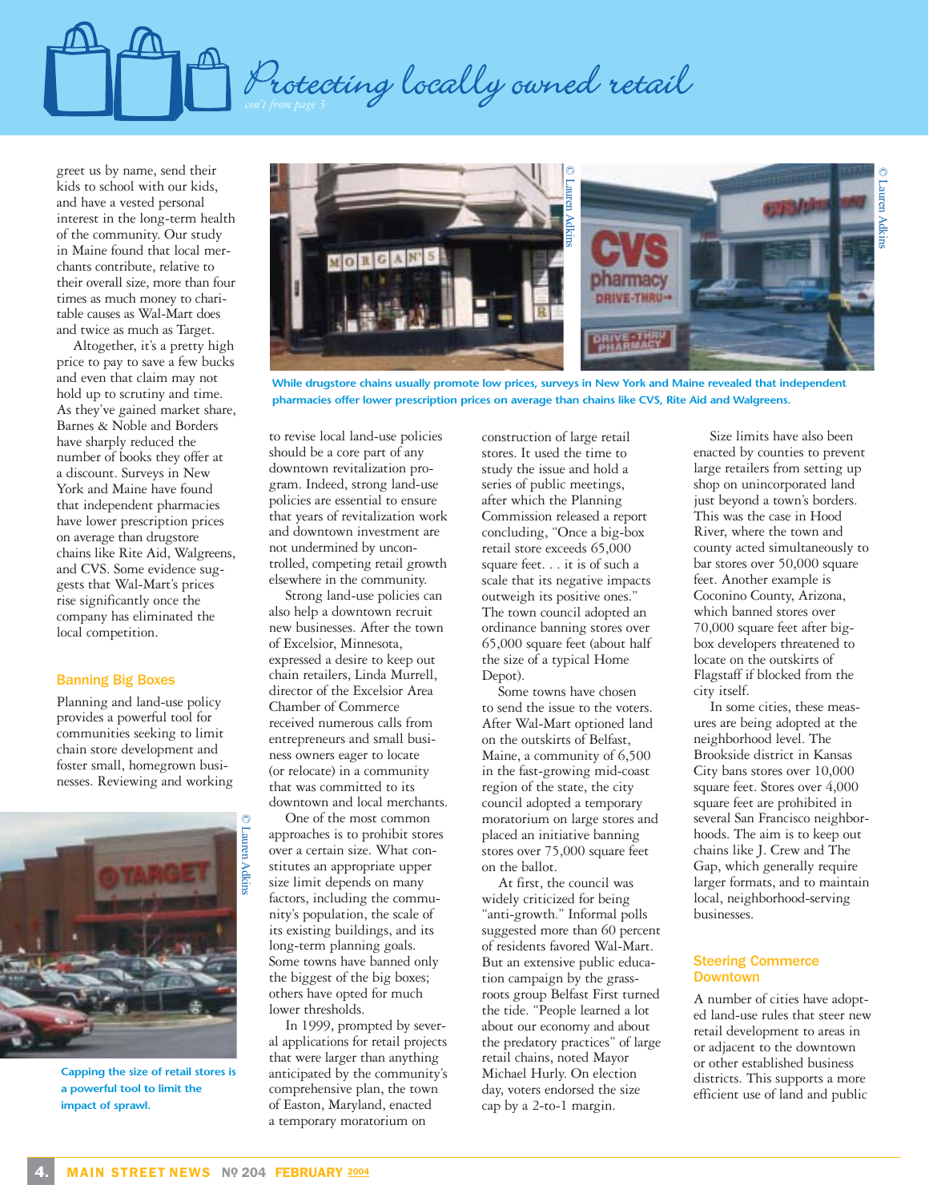# Protecting locally owned retail

*con't from page 3*

greet us by name, send their kids to school with our kids, and have a vested personal interest in the long-term health of the community. Our study in Maine found that local merchants contribute, relative to their overall size, more than four times as much money to charitable causes as Wal-Mart does and twice as much as Target.

Altogether, it's a pretty high price to pay to save a few bucks and even that claim may not hold up to scrutiny and time. As they've gained market share, Barnes & Noble and Borders have sharply reduced the number of books they offer at a discount. Surveys in New York and Maine have found that independent pharmacies have lower prescription prices on average than drugstore chains like Rite Aid, Walgreens, and CVS. Some evidence suggests that Wal-Mart's prices rise significantly once the company has eliminated the local competition.

While drugstore chains usually promote low prices, surveys in New York and Maine revealed that independent pharmacies offer lower prescription prices on average than chains like CVS, Rite Aid and Walgreens.

## Banning Big Boxes

Planning and land-use policy provides a powerful tool for communities seeking to limit chain store development and foster small, homegrown businesses. Reviewing and working to revise local land-use policies should be a core part of any downtown revitalization program. Indeed, strong land-use policies are essential to ensure that years of revitalization work and downtown investment are not undermined by uncontrolled, competing retail growth elsewhere in the community.

Strong land-use policies can also help a downtown recruit new businesses. After the town of Excelsior, Minnesota, expressed a desire to keep out chain retailers, Linda Murrell, director of the Excelsior Area Chamber of Commerce received numerous calls from entrepreneurs and small business owners eager to locate (or relocate) in a community that was committed to its downtown and local merchants.

One of the most common approaches is to prohibit stores over a certain size. What constitutes an appropriate upper size limit depends on many factors, including the community's population, the scale of its existing buildings, and its long-term planning goals. Some towns have banned only the biggest of the big boxes; others have opted for much lower thresholds.

In 1999, prompted by several applications for retail projects that were larger than anything anticipated by the community's comprehensive plan, the town of Easton, Maryland, enacted a temporary moratorium on construction of large retail stores. It used the time to study the issue and hold a series of public meetings, after which the Planning Commission released a report concluding, "Once a big-box retail store exceeds 65,000 square feet. . . it is of such a scale that its negative impacts outweigh its positive ones." The town council adopted an ordinance banning stores over 65,000 square feet (about half the size of a typical Home Depot).

Some towns have chosen to send the issue to the voters. After Wal-Mart optioned land on the outskirts of Belfast, Maine, a community of 6,500 in the fast-growing mid-coast region of the state, the city council adopted a temporary moratorium on large stores and placed an initiative banning stores over 75,000 square feet on the ballot.

At first, the council was widely criticized for being "anti-growth." Informal polls suggested more than 60 percent of residents favored Wal-Mart. But an extensive public education campaign by the grassroots group Belfast First turned the tide. "People learned a lot about our economy and about the predatory practices" of large retail chains, noted Mayor Michael Hurly. On election day, voters endorsed the size cap by a 2-to-1 margin.

Size limits have also been enacted by counties to prevent large retailers from setting up shop on unincorporated land just beyond a town's borders. This was the case in Hood River, where the town and county acted simultaneously to bar stores over 50,000 square feet. Another example is Coconino County, Arizona, which banned stores over 70,000 square feet after big-box developers threatened to locate on the outskirts of Flagstaff if blocked from the city itself.

In some cities, these measures are being adopted at the neighborhood level. The Brookside district in Kansas City bans stores over 10,000 square feet. Stores over 4,000 square feet are prohibited in several San Francisco neighborhoods. The aim is to keep out chains like J. Crew and The Gap, which generally require larger formats, and to maintain local, neighborhood-serving businesses.

Capping the size of retail stores is a powerful tool to limit the impact of sprawl.

## Steering Commerce Downtown

A number of cities have adopted land-use rules that steer new retail development to areas in or adjacent to the downtown or other established business districts. This supports a more efficient use of land and public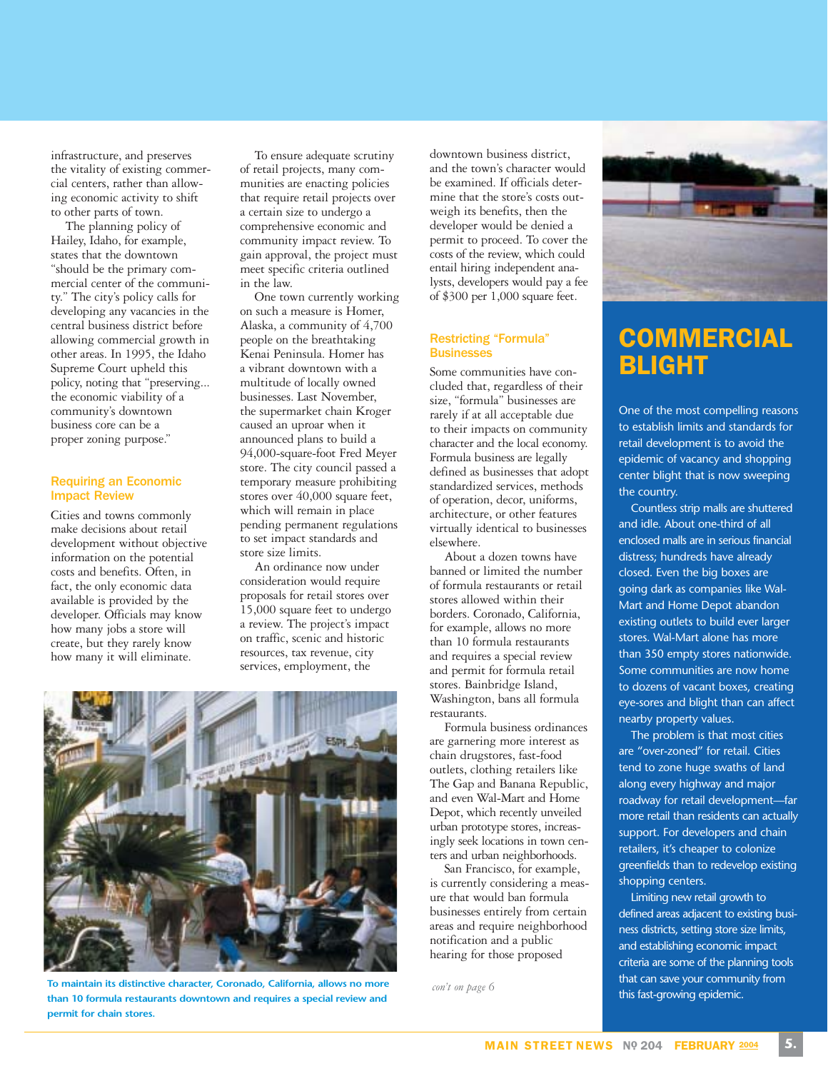infrastructure, and preserves the vitality of existing commercial centers, rather than allowing economic activity to shift to other parts of town.

The planning policy of Hailey, Idaho, for example, states that the downtown "should be the primary commercial center of the community." The city's policy calls for developing any vacancies in the central business district before allowing commercial growth in other areas. In 1995, the Idaho Supreme Court upheld this policy, noting that "preserving... the economic viability of a community's downtown business core can be a proper zoning purpose."

### Requiring an Economic Impact Review

Cities and towns commonly make decisions about retail development without objective information on the potential costs and benefits. Often, in fact, the only economic data available is provided by the developer. Officials may know how many jobs a store will create, but they rarely know how many it will eliminate.

To ensure adequate scrutiny of retail projects, many communities are enacting policies that require retail projects over a certain size to undergo a comprehensive economic and community impact review. To gain approval, the project must meet specific criteria outlined in the law.

One town currently working on such a measure is Homer, Alaska, a community of 4,700 people on the breathtaking Kenai Peninsula. Homer has a vibrant downtown with a multitude of locally owned businesses. Last November, the supermarket chain Kroger caused an uproar when it announced plans to build a 94,000-square-foot Fred Meyer store. The city council passed a temporary measure prohibiting stores over 40,000 square feet, which will remain in place pending permanent regulations to set impact standards and store size limits.

An ordinance now under consideration would require proposals for retail stores over 15,000 square feet to undergo a review. The project's impact on traffic, scenic and historic resources, tax revenue, city services, employment, the downtown business district, and the town's character would be examined. If officials determine that the store's costs outweigh its benefits, then the developer would be denied a permit to proceed. To cover the costs of the review, which could entail hiring independent analysts, developers would pay a fee of $300 per 1,000 square feet.

### Restricting "Formula" Businesses

Some communities have concluded that, regardless of their size, "formula" businesses are rarely if at all acceptable due to their impacts on community character and the local economy. Formula business are legally defined as businesses that adopt standardized services, methods of operation, decor, uniforms, architecture, or other features virtually identical to businesses elsewhere.

About a dozen towns have banned or limited the number of formula restaurants or retail stores allowed within their borders. Coronado, California, for example, allows no more than 10 formula restaurants and requires a special review and permit for formula retail stores. Bainbridge Island, Washington, bans all formula restaurants.

Formula business ordinances are garnering more interest as chain drugstores, fast-food outlets, clothing retailers like The Gap and Banana Republic, and even Wal-Mart and Home Depot, which recently unveiled urban prototype stores, increasingly seek locations in town centers and urban neighborhoods.

San Francisco, for example, is currently considering a measure that would ban formula businesses entirely from certain areas and require neighborhood notification and a public hearing for those proposed

*con't on page 6*

To maintain its distinctive character, Coronado, California, allows no more than 10 formula restaurants downtown and requires a special review and permit for chain stores.

## COMMERCIAL BLIGHT

One of the most compelling reasons to establish limits and standards for retail development is to avoid the epidemic of vacancy and shopping center blight that is now sweeping the country.

Countless strip malls are shuttered and idle. About one-third of all enclosed malls are in serious financial distress; hundreds have already closed. Even the big boxes are going dark as companies like Wal-Mart and Home Depot abandon existing outlets to build ever larger stores. Wal-Mart alone has more than 350 empty stores nationwide. Some communities are now home to dozens of vacant boxes, creating eye-sores and blight than can affect nearby property values.

The problem is that most cities are "over-zoned" for retail. Cities tend to zone huge swaths of land along every highway and major roadway for retail development—far more retail than residents can actually support. For developers and chain retailers, it's cheaper to colonize greenfields than to redevelop existing shopping centers.

Limiting new retail growth to defined areas adjacent to existing business districts, setting store size limits, and establishing economic impact criteria are some of the planning tools that can save your community from this fast-growing epidemic.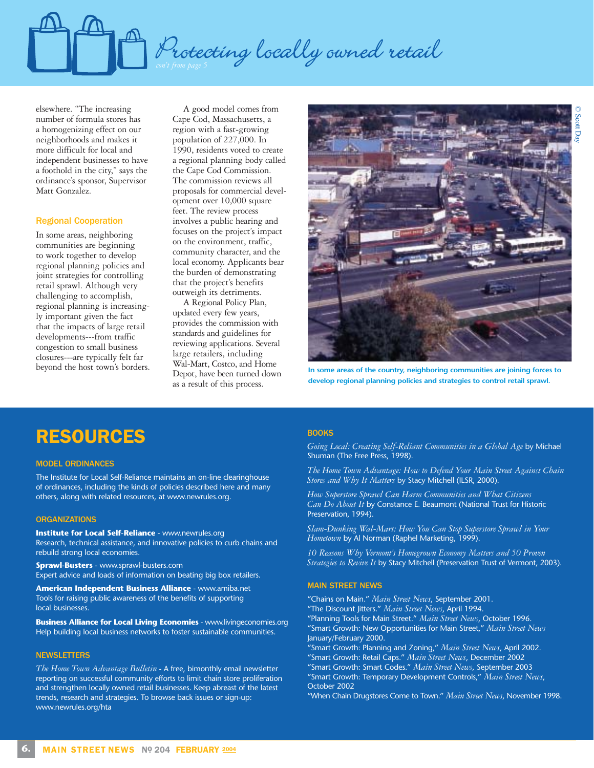# Protecting locally owned retail

*con't from page 5*

elsewhere. "The increasing number of formula stores has a homogenizing effect on our neighborhoods and makes it more difficult for local and independent businesses to have a foothold in the city," says the ordinance's sponsor, Supervisor Matt Gonzalez.

### Regional Cooperation

In some areas, neighboring communities are beginning to work together to develop regional planning policies and joint strategies for controlling retail sprawl. Although very challenging to accomplish, regional planning is increasingly important given the fact that the impacts of large retail developments---from traffic congestion to small business closures---are typically felt far beyond the host town's borders.

A good model comes from Cape Cod, Massachusetts, a region with a fast-growing population of 227,000. In 1990, residents voted to create a regional planning body called the Cape Cod Commission. The commission reviews all proposals for commercial development over 10,000 square feet. The review process involves a public hearing and focuses on the project's impact on the environment, traffic, community character, and the local economy. Applicants bear the burden of demonstrating that the project's benefits outweigh its detriments.

A Regional Policy Plan, updated every few years, provides the commission with standards and guidelines for reviewing applications. Several large retailers, including Wal-Mart, Costco, and Home Depot, have been turned down as a result of this process.

© Scott Day

In some areas of the country, neighboring communities are joining forces to develop regional planning policies and strategies to control retail sprawl.

## RESOURCES

### MODEL ORDINANCES

The Institute for Local Self-Reliance maintains an on-line clearinghouse of ordinances, including the kinds of policies described here and many others, along with related resources, at www.newrules.org.

### ORGANIZATIONS

**Institute for Local Self-Reliance** - www.newrules.org
Research, technical assistance, and innovative policies to curb chains and rebuild strong local economies.

**Sprawl-Busters** - www.sprawl-busters.com
Expert advice and loads of information on beating big box retailers.

**American Independent Business Alliance** - www.amiba.net
Tools for raising public awareness of the benefits of supporting local businesses.

**Business Alliance for Local Living Economies** - www.livingeconomies.org
Help building local business networks to foster sustainable communities.

### NEWSLETTERS

*The Home Town Advantage Bulletin* - A free, bimonthly email newsletter reporting on successful community efforts to limit chain store proliferation and strengthen locally owned retail businesses. Keep abreast of the latest trends, research and strategies. To browse back issues or sign-up: www.newrules.org/hta

### BOOKS

*Going Local: Creating Self-Reliant Communities in a Global Age* by Michael Shuman (The Free Press, 1998).

*The Home Town Advantage: How to Defend Your Main Street Against Chain Stores and Why It Matters* by Stacy Mitchell (ILSR, 2000).

*How Superstore Sprawl Can Harm Communities and What Citizens Can Do About It* by Constance E. Beaumont (National Trust for Historic Preservation, 1994).

*Slam-Dunking Wal-Mart: How You Can Stop Superstore Sprawl in Your Hometown* by Al Norman (Raphel Marketing, 1999).

*10 Reasons Why Vermont's Homegrown Economy Matters and 50 Proven Strategies to Revive It* by Stacy Mitchell (Preservation Trust of Vermont, 2003).

### MAIN STREET NEWS

"Chains on Main." *Main Street News*, September 2001.
"The Discount Jitters." *Main Street News*, April 1994.
"Planning Tools for Main Street." *Main Street News*, October 1996.
"Smart Growth: New Opportunities for Main Street," *Main Street News* January/February 2000.
"Smart Growth: Planning and Zoning," *Main Street News*, April 2002.
"Smart Growth: Retail Caps." *Main Street News*, December 2002
"Smart Growth: Smart Codes." *Main Street News*, September 2003
"Smart Growth: Temporary Development Controls," *Main Street News*, October 2002
"When Chain Drugstores Come to Town." *Main Street News*, November 1998.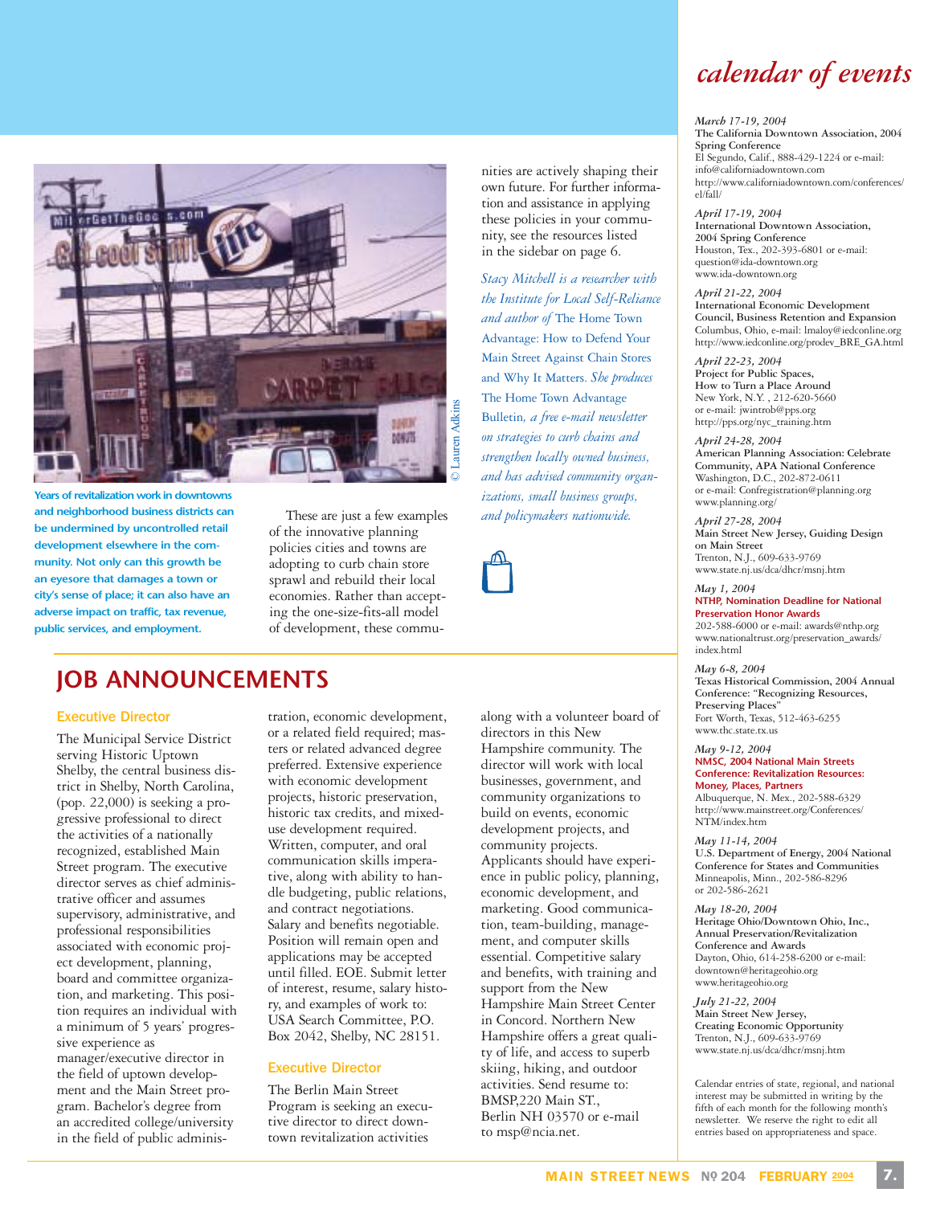Years of revitalization work in downtowns and neighborhood business districts can be undermined by uncontrolled retail development elsewhere in the community. Not only can this growth be an eyesore that damages a town or city's sense of place; it can also have an adverse impact on traffic, tax revenue, public services, and employment.

© Lauren Adkins

These are just a few examples of the innovative planning policies cities and towns are adopting to curb chain store sprawl and rebuild their local economies. Rather than accepting the one-size-fits-all model of development, these communities are actively shaping their own future. For further information and assistance in applying these policies in your community, see the resources listed in the sidebar on page 6.

*Stacy Mitchell is a researcher with the Institute for Local Self-Reliance and author of* The Home Town Advantage: How to Defend Your Main Street Against Chain Stores and Why It Matters. *She produces* The Home Town Advantage Bulletin, *a free e-mail newsletter on strategies to curb chains and strengthen locally owned business, and has advised community organizations, small business groups, and policymakers nationwide.*

# JOB ANNOUNCEMENTS

### Executive Director

The Municipal Service District serving Historic Uptown Shelby, the central business district in Shelby, North Carolina, (pop. 22,000) is seeking a progressive professional to direct the activities of a nationally recognized, established Main Street program. The executive director serves as chief administrative officer and assumes supervisory, administrative, and professional responsibilities associated with economic project development, planning, board and committee organization, and marketing. This position requires an individual with a minimum of 5 years' progressive experience as manager/executive director in the field of uptown development and the Main Street program. Bachelor's degree from an accredited college/university in the field of public administration, economic development, or a related field required; masters or related advanced degree preferred. Extensive experience with economic development projects, historic preservation, historic tax credits, and mixed-use development required. Written, computer, and oral communication skills imperative, along with ability to handle budgeting, public relations, and contract negotiations. Salary and benefits negotiable. Position will remain open and applications may be accepted until filled. EOE. Submit letter of interest, resume, salary history, and examples of work to: USA Search Committee, P.O. Box 2042, Shelby, NC 28151.

### Executive Director

The Berlin Main Street Program is seeking an executive director to direct downtown revitalization activities along with a volunteer board of directors in this New Hampshire community. The director will work with local businesses, government, and community organizations to build on events, economic development projects, and community projects. Applicants should have experience in public policy, planning, economic development, and marketing. Good communication, team-building, management, and computer skills essential. Competitive salary and benefits, with training and support from the New Hampshire Main Street Center in Concord. Northern New Hampshire offers a great quality of life, and access to superb skiing, hiking, and outdoor activities. Send resume to: BMSP,220 Main ST., Berlin NH 03570 or e-mail to msp@ncia.net.

## *calendar of events*

*March 17-19, 2004*
**The California Downtown Association, 2004 Spring Conference**
El Segundo, Calif., 888-429-1224 or e-mail: info@californiadowntown.com
http://www.californiadowntown.com/conferences/el/fall/

*April 17-19, 2004*
**International Downtown Association, 2004 Spring Conference**
Houston, Tex., 202-393-6801 or e-mail: question@ida-downtown.org
www.ida-downtown.org

*April 21-22, 2004*
**International Economic Development Council, Business Retention and Expansion**
Columbus, Ohio, e-mail: lmaloy@iedconline.org
http://www.iedconline.org/prodev_BRE_GA.html

*April 22-23, 2004*
**Project for Public Spaces, How to Turn a Place Around**
New York, N.Y. , 212-620-5660
or e-mail: jwintrob@pps.org
http://pps.org/nyc_training.htm

*April 24-28, 2004*
**American Planning Association: Celebrate Community, APA National Conference**
Washington, D.C., 202-872-0611
or e-mail: Confregistration@planning.org
www.planning.org/

*April 27-28, 2004*
**Main Street New Jersey, Guiding Design on Main Street**
Trenton, N.J., 609-633-9769
www.state.nj.us/dca/dhcr/msnj.htm

*May 1, 2004*
**NTHP, Nomination Deadline for National Preservation Honor Awards**
202-588-6000 or e-mail: awards@nthp.org
www.nationaltrust.org/preservation_awards/index.html

*May 6-8, 2004*
**Texas Historical Commission, 2004 Annual Conference: "Recognizing Resources, Preserving Places"**
Fort Worth, Texas, 512-463-6255
www.thc.state.tx.us

*May 9-12, 2004*
**NMSC, 2004 National Main Streets Conference: Revitalization Resources: Money, Places, Partners**
Albuquerque, N. Mex., 202-588-6329
http://www.mainstreet.org/Conferences/NTM/index.htm

*May 11-14, 2004*
**U.S. Department of Energy, 2004 National Conference for States and Communities**
Minneapolis, Minn., 202-586-8296
or 202-586-2621

*May 18-20, 2004*
**Heritage Ohio/Downtown Ohio, Inc., Annual Preservation/Revitalization Conference and Awards**
Dayton, Ohio, 614-258-6200 or e-mail: downtown@heritageohio.org
www.heritageohio.org

*July 21-22, 2004*
**Main Street New Jersey, Creating Economic Opportunity**
Trenton, N.J., 609-633-9769
www.state.nj.us/dca/dhcr/msnj.htm

Calendar entries of state, regional, and national interest may be submitted in writing by the fifth of each month for the following month's newsletter. We reserve the right to edit all entries based on appropriateness and space.